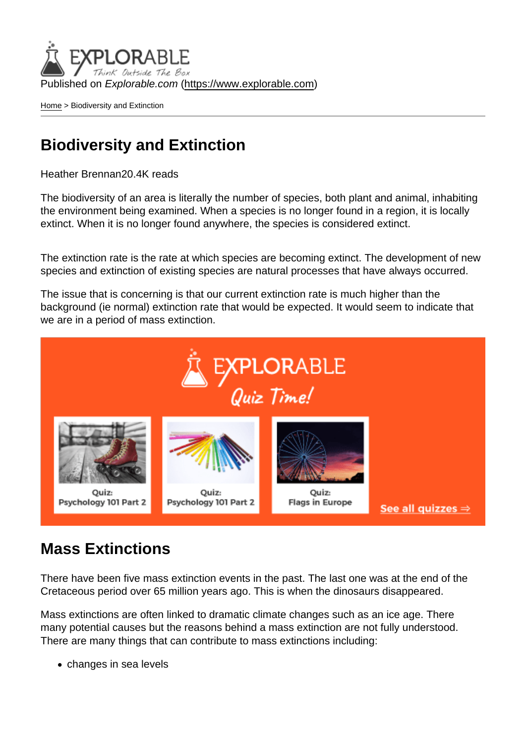Published on *Explorable.com* (https://www.explorable.com)

Home > Biodiversity and Extinction

# Biodiversity and Extinction

Heather Brennan20.4K reads

The biodiversity of an area is literally the number of species, both plant and animal, inhabiting the environment being examined. When a species is no longer found in a region, it is locally extinct. When it is no longer found anywhere, the species is considered extinct.

The extinction rate is the rate at which species are becoming extinct. The development of new species and extinction of existing species are natural processes that have always occurred.

The issue that is concerning is that our current extinction rate is much higher than the background (ie normal) extinction rate that would be expected. It would seem to indicate that we are in a period of mass extinction.

## Mass Extinctions

There have been five mass extinction events in the past. The last one was at the end of the Cretaceous period over 65 million years ago. This is when the dinosaurs disappeared.

Mass extinctions are often linked to dramatic climate changes such as an ice age. There many potential causes but the reasons behind a mass extinction are not fully understood. There are many things that can contribute to mass extinctions including:

- changes in sea levels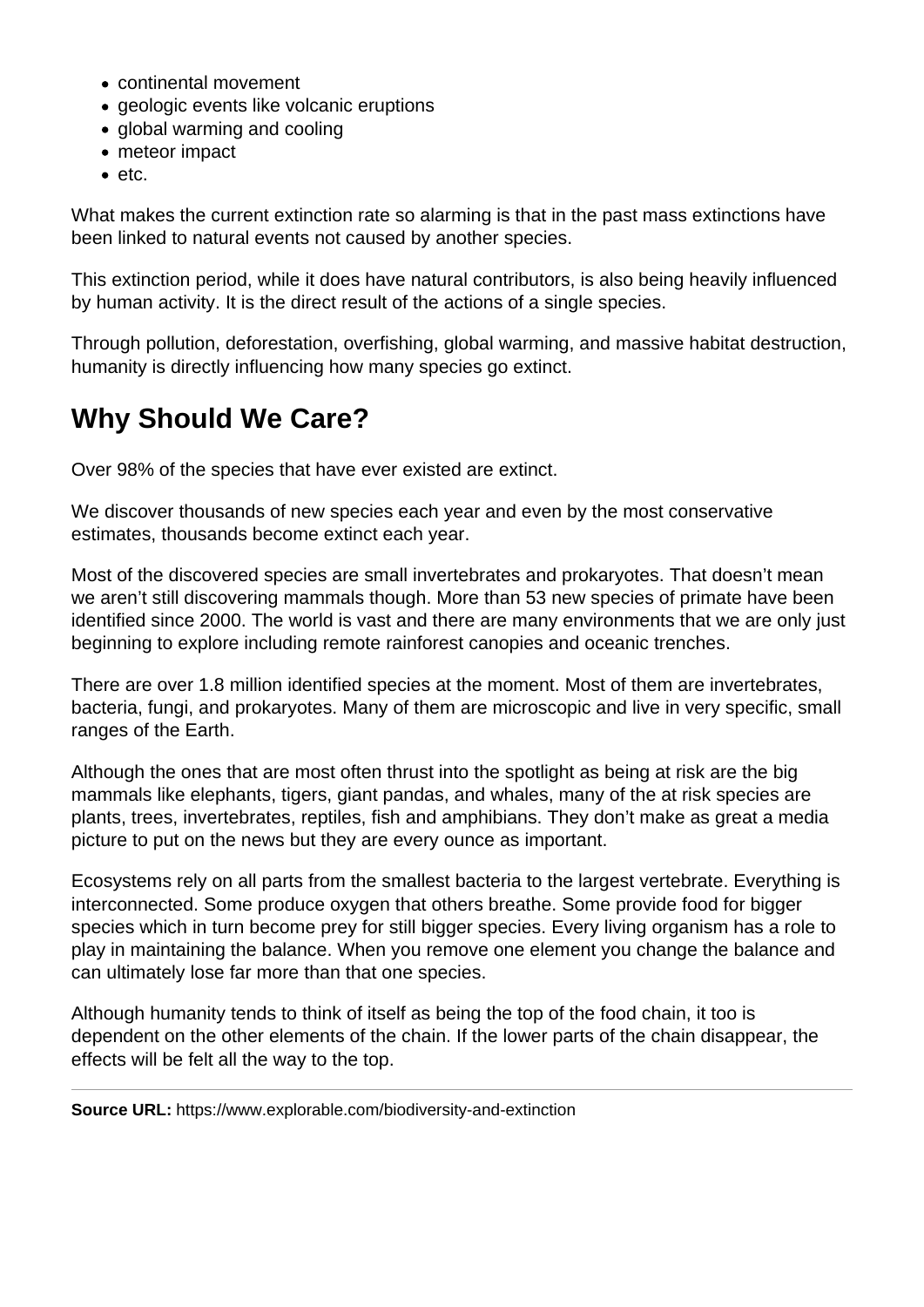- continental movement
- geologic events like volcanic eruptions
- global warming and cooling
- meteor impact
- etc.

What makes the current extinction rate so alarming is that in the past mass extinctions have been linked to natural events not caused by another species.

This extinction period, while it does have natural contributors, is also being heavily influenced by human activity. It is the direct result of the actions of a single species.

Through pollution, deforestation, overfishing, global warming, and massive habitat destruction, humanity is directly influencing how many species go extinct.

## Why Should We Care?

Over 98% of the species that have ever existed are extinct.

We discover thousands of new species each year and even by the most conservative estimates, thousands become extinct each year.

Most of the discovered species are small invertebrates and prokaryotes. That doesn't mean we aren't still discovering mammals though. More than 53 new species of primate have been identified since 2000. The world is vast and there are many environments that we are only just beginning to explore including remote rainforest canopies and oceanic trenches.

There are over 1.8 million identified species at the moment. Most of them are invertebrates, bacteria, fungi, and prokaryotes. Many of them are microscopic and live in very specific, small ranges of the Earth.

Although the ones that are most often thrust into the spotlight as being at risk are the big mammals like elephants, tigers, giant pandas, and whales, many of the at risk species are plants, trees, invertebrates, reptiles, fish and amphibians. They don't make as great a media picture to put on the news but they are every ounce as important.

Ecosystems rely on all parts from the smallest bacteria to the largest vertebrate. Everything is interconnected. Some produce oxygen that others breathe. Some provide food for bigger species which in turn become prey for still bigger species. Every living organism has a role to play in maintaining the balance. When you remove one element you change the balance and can ultimately lose far more than that one species.

Although humanity tends to think of itself as being the top of the food chain, it too is dependent on the other elements of the chain. If the lower parts of the chain disappear, the effects will be felt all the way to the top.

---

**Source URL:** https://www.explorable.com/biodiversity-and-extinction